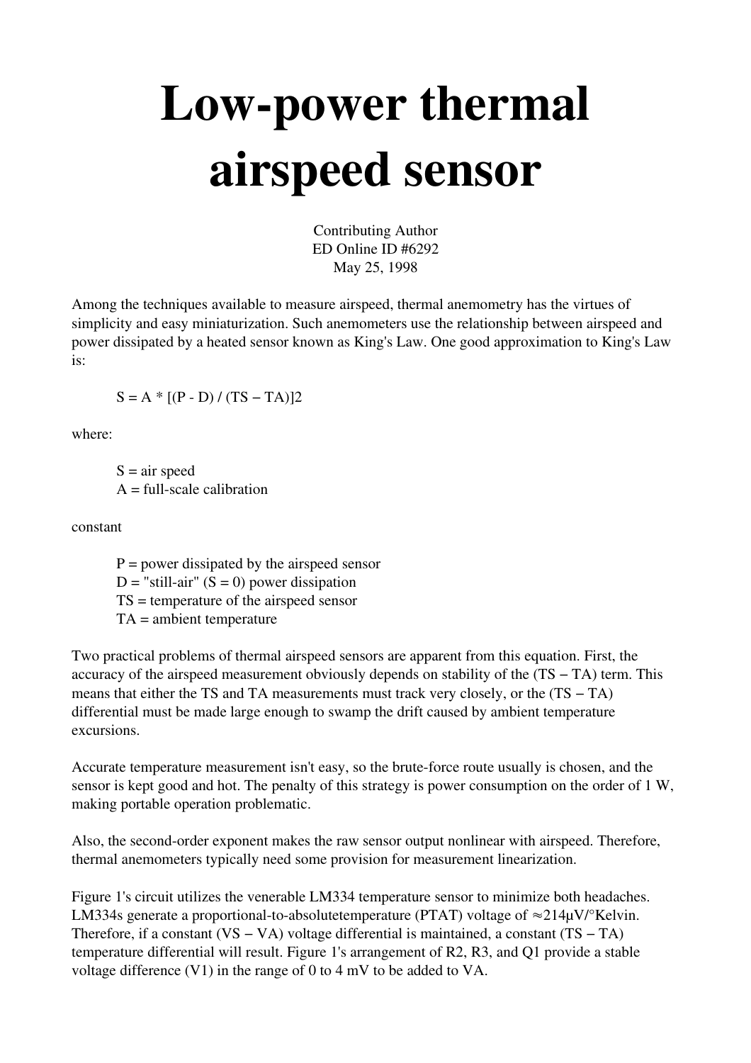# Low-power thermal airspeed sensor

Contributing Author
ED Online ID #6292
May 25, 1998

Among the techniques available to measure airspeed, thermal anemometry has the virtues of simplicity and easy miniaturization. Such anemometers use the relationship between airspeed and power dissipated by a heated sensor known as King's Law. One good approximation to King's Law is:

$$S = A * [(P - D) / (TS - TA)]2$$

where:

$S$ = air speed
$A$ = full-scale calibration

constant

$P$ = power dissipated by the airspeed sensor
$D$ = "still-air" ($S = 0$) power dissipation
$TS$ = temperature of the airspeed sensor
$TA$ = ambient temperature

Two practical problems of thermal airspeed sensors are apparent from this equation. First, the accuracy of the airspeed measurement obviously depends on stability of the (TS − TA) term. This means that either the TS and TA measurements must track very closely, or the (TS − TA) differential must be made large enough to swamp the drift caused by ambient temperature excursions.

Accurate temperature measurement isn't easy, so the brute-force route usually is chosen, and the sensor is kept good and hot. The penalty of this strategy is power consumption on the order of 1 W, making portable operation problematic.

Also, the second-order exponent makes the raw sensor output nonlinear with airspeed. Therefore, thermal anemometers typically need some provision for measurement linearization.

Figure 1's circuit utilizes the venerable LM334 temperature sensor to minimize both headaches. LM334s generate a proportional-to-absolutetemperature (PTAT) voltage of ≈214µV/°Kelvin. Therefore, if a constant (VS − VA) voltage differential is maintained, a constant (TS − TA) temperature differential will result. Figure 1's arrangement of R2, R3, and Q1 provide a stable voltage difference (V1) in the range of 0 to 4 mV to be added to VA.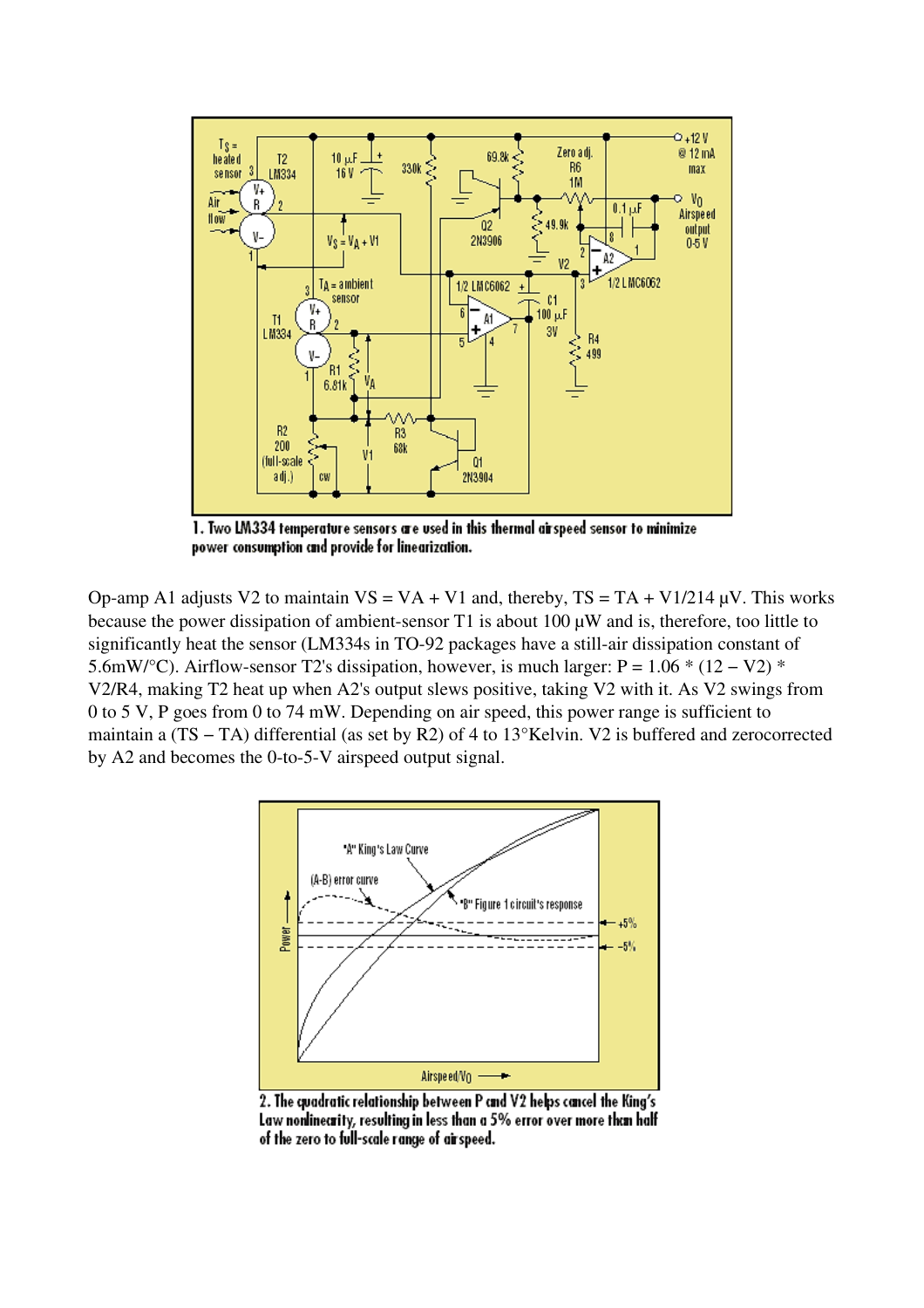1. Two LM334 temperature sensors are used in this thermal airspeed sensor to minimize power consumption and provide for linearization.

Op-amp A1 adjusts V2 to maintain $VS = VA + V1$ and, thereby, $TS = TA + V1/214$ µV. This works because the power dissipation of ambient-sensor T1 is about 100 µW and is, therefore, too little to significantly heat the sensor (LM334s in TO-92 packages have a still-air dissipation constant of 5.6mW/°C). Airflow-sensor T2's dissipation, however, is much larger: $P = 1.06 * (12 - V2) * V2/R4$, making T2 heat up when A2's output slews positive, taking V2 with it. As V2 swings from 0 to 5 V, P goes from 0 to 74 mW. Depending on air speed, this power range is sufficient to maintain a (TS – TA) differential (as set by R2) of 4 to 13°Kelvin. V2 is buffered and zerocorrected by A2 and becomes the 0-to-5-V airspeed output signal.

2. The quadratic relationship between P and V2 helps cancel the King's Law nonlinearity, resulting in less than a 5% error over more than half of the zero to full-scale range of airspeed.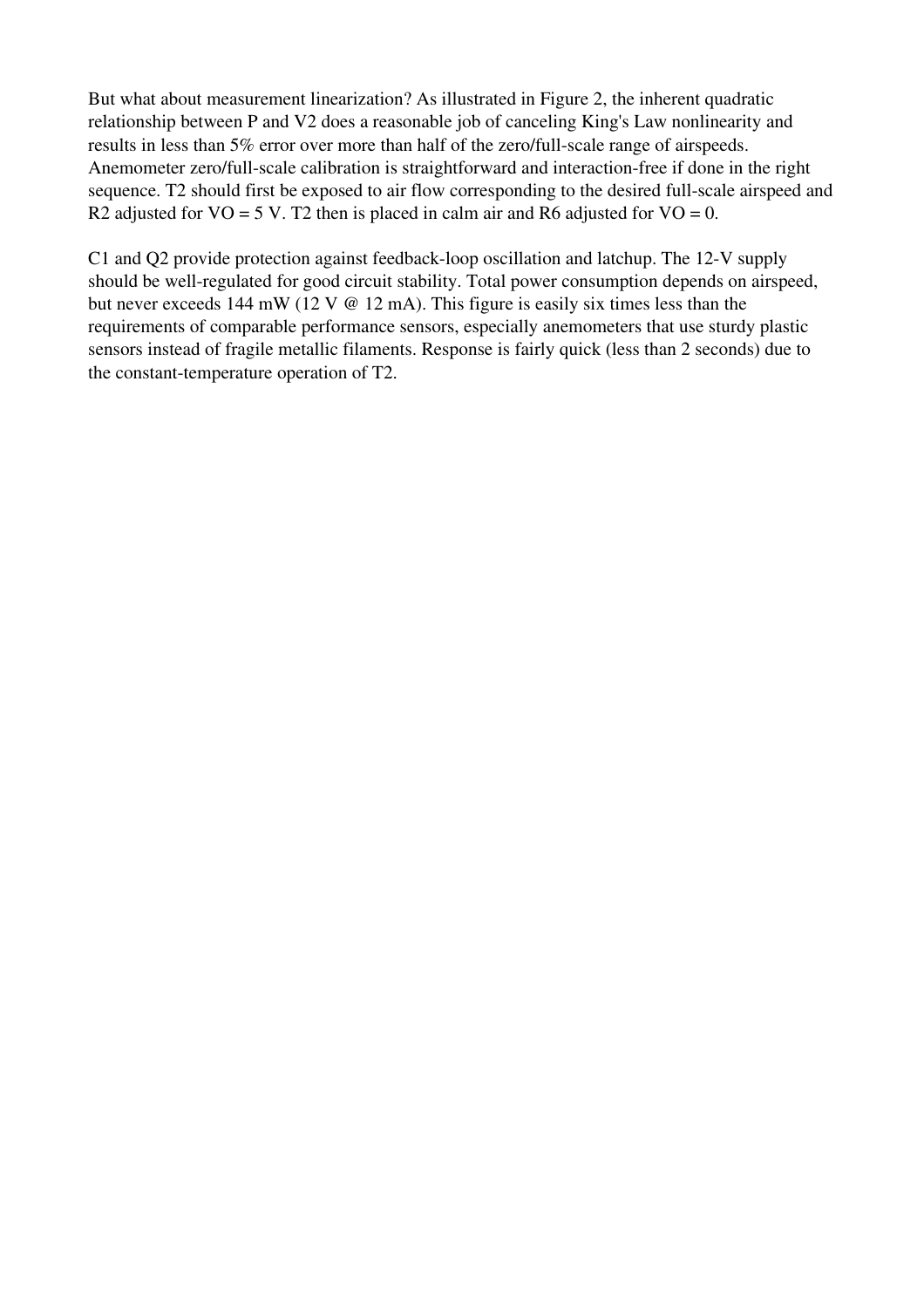But what about measurement linearization? As illustrated in Figure 2, the inherent quadratic relationship between P and V2 does a reasonable job of canceling King's Law nonlinearity and results in less than 5% error over more than half of the zero/full-scale range of airspeeds. Anemometer zero/full-scale calibration is straightforward and interaction-free if done in the right sequence. T2 should first be exposed to air flow corresponding to the desired full-scale airspeed and R2 adjusted for VO = 5 V. T2 then is placed in calm air and R6 adjusted for VO = 0.

C1 and Q2 provide protection against feedback-loop oscillation and latchup. The 12-V supply should be well-regulated for good circuit stability. Total power consumption depends on airspeed, but never exceeds 144 mW (12 V @ 12 mA). This figure is easily six times less than the requirements of comparable performance sensors, especially anemometers that use sturdy plastic sensors instead of fragile metallic filaments. Response is fairly quick (less than 2 seconds) due to the constant-temperature operation of T2.